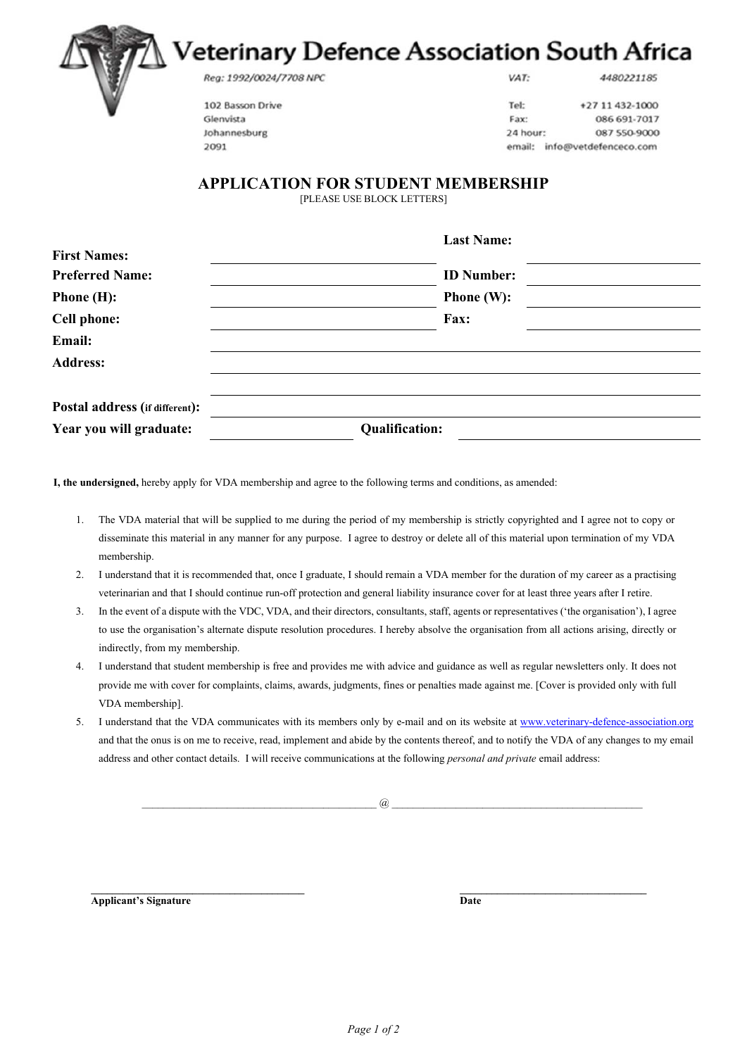# Veterinary Defence Association South Africa

*Reg: 1992/0024/7708 NPC*

102 Basson Drive
Glenvista
Johannesburg
2091

VAT: 4480221185

Tel: +27 11 432-1000
Fax: 086 691-7017
24 hour: 087 550-9000
email: info@vetdefenceco.com

## APPLICATION FOR STUDENT MEMBERSHIP

[PLEASE USE BLOCK LETTERS]

**First Names:** ______________________ **Last Name:** ______________________

**Preferred Name:** ______________________ **ID Number:** ______________________

**Phone (H):** ______________________ **Phone (W):** ______________________

**Cell phone:** ______________________ **Fax:** ______________________

**Email:** ______________________________________________

**Address:** ______________________________________________

______________________________________________

**Postal address (if different):** ______________________________________________

**Year you will graduate:** ______________________ **Qualification:** ______________________

**I, the undersigned,** hereby apply for VDA membership and agree to the following terms and conditions, as amended:

1. The VDA material that will be supplied to me during the period of my membership is strictly copyrighted and I agree not to copy or disseminate this material in any manner for any purpose. I agree to destroy or delete all of this material upon termination of my VDA membership.
2. I understand that it is recommended that, once I graduate, I should remain a VDA member for the duration of my career as a practising veterinarian and that I should continue run-off protection and general liability insurance cover for at least three years after I retire.
3. In the event of a dispute with the VDC, VDA, and their directors, consultants, staff, agents or representatives ('the organisation'), I agree to use the organisation's alternate dispute resolution procedures. I hereby absolve the organisation from all actions arising, directly or indirectly, from my membership.
4. I understand that student membership is free and provides me with advice and guidance as well as regular newsletters only. It does not provide me with cover for complaints, claims, awards, judgments, fines or penalties made against me. [Cover is provided only with full VDA membership].
5. I understand that the VDA communicates with its members only by e-mail and on its website at www.veterinary-defence-association.org and that the onus is on me to receive, read, implement and abide by the contents thereof, and to notify the VDA of any changes to my email address and other contact details. I will receive communications at the following *personal and private* email address:

______________________________ @ ______________________________

______________________________
**Applicant's Signature**

______________________________
**Date**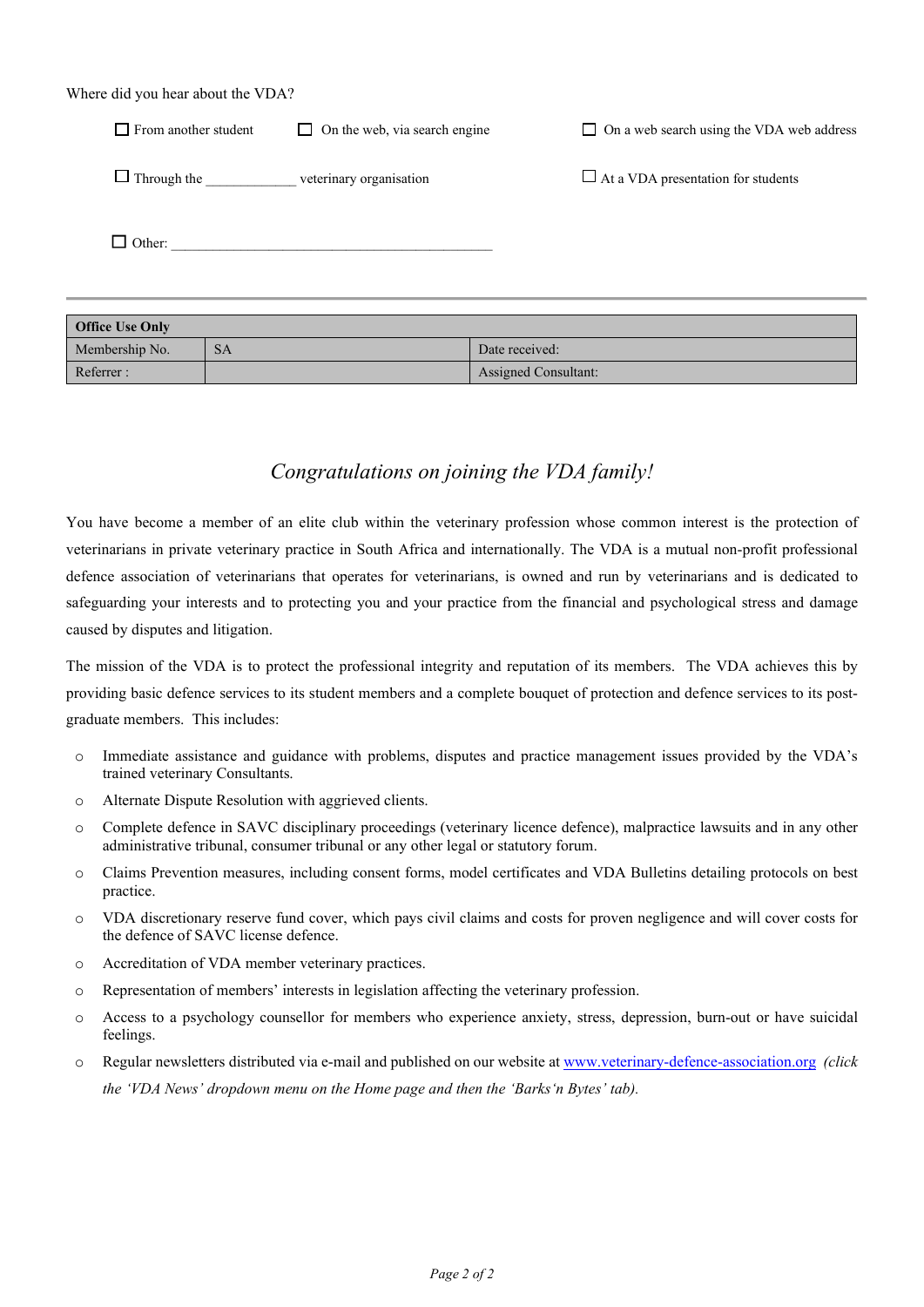Where did you hear about the VDA?

- ☐ From another student
- ☐ On the web, via search engine
- ☐ On a web search using the VDA web address
- ☐ Through the _____________ veterinary organisation
- ☐ At a VDA presentation for students
- ☐ Other: ______________________________________________

| Office Use Only | | | |
|---|---|---|---|
| Membership No. | SA | Date received: | |
| Referrer : | | Assigned Consultant: | |

## *Congratulations on joining the VDA family!*

You have become a member of an elite club within the veterinary profession whose common interest is the protection of veterinarians in private veterinary practice in South Africa and internationally. The VDA is a mutual non-profit professional defence association of veterinarians that operates for veterinarians, is owned and run by veterinarians and is dedicated to safeguarding your interests and to protecting you and your practice from the financial and psychological stress and damage caused by disputes and litigation.

The mission of the VDA is to protect the professional integrity and reputation of its members. The VDA achieves this by providing basic defence services to its student members and a complete bouquet of protection and defence services to its post-graduate members. This includes:

- Immediate assistance and guidance with problems, disputes and practice management issues provided by the VDA's trained veterinary Consultants.
- Alternate Dispute Resolution with aggrieved clients.
- Complete defence in SAVC disciplinary proceedings (veterinary licence defence), malpractice lawsuits and in any other administrative tribunal, consumer tribunal or any other legal or statutory forum.
- Claims Prevention measures, including consent forms, model certificates and VDA Bulletins detailing protocols on best practice.
- VDA discretionary reserve fund cover, which pays civil claims and costs for proven negligence and will cover costs for the defence of SAVC license defence.
- Accreditation of VDA member veterinary practices.
- Representation of members' interests in legislation affecting the veterinary profession.
- Access to a psychology counsellor for members who experience anxiety, stress, depression, burn-out or have suicidal feelings.
- Regular newsletters distributed via e-mail and published on our website at www.veterinary-defence-association.org *(click the 'VDA News' dropdown menu on the Home page and then the 'Barks'n Bytes' tab).*